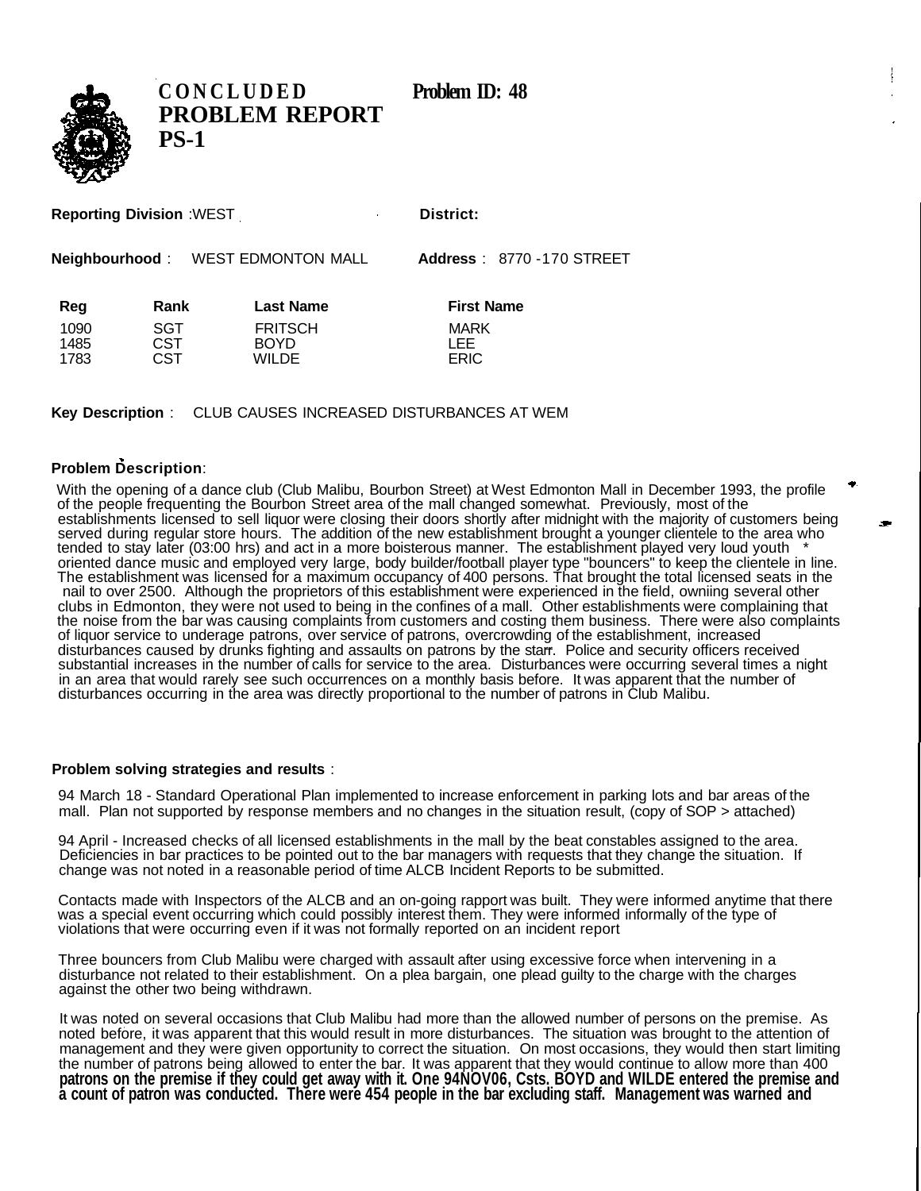# CONCLUDED PROBLEM REPORT PS-1

**Problem ID: 48**

**Reporting Division** : WEST

**District:**

**Neighbourhood** : WEST EDMONTON MALL

**Address** : 8770 -170 STREET

| Reg | Rank | Last Name | First Name |
|---|---|---|---|
| 1090 | SGT | FRITSCH | MARK |
| 1485 | CST | BOYD | LEE |
| 1783 | CST | WILDE | ERIC |

**Key Description** : CLUB CAUSES INCREASED DISTURBANCES AT WEM

**Problem Description**:

With the opening of a dance club (Club Malibu, Bourbon Street) at West Edmonton Mall in December 1993, the profile of the people frequenting the Bourbon Street area of the mall changed somewhat. Previously, most of the establishments licensed to sell liquor were closing their doors shortly after midnight with the majority of customers being served during regular store hours. The addition of the new establishment brought a younger clientele to the area who tended to stay later (03:00 hrs) and act in a more boisterous manner. The establishment played very loud youth oriented dance music and employed very large, body builder/football player type "bouncers" to keep the clientele in line. The establishment was licensed for a maximum occupancy of 400 persons. That brought the total licensed seats in the nail to over 2500. Although the proprietors of this establishment were experienced in the field, owniing several other clubs in Edmonton, they were not used to being in the confines of a mall. Other establishments were complaining that the noise from the bar was causing complaints from customers and costing them business. There were also complaints of liquor service to underage patrons, over service of patrons, overcrowding of the establishment, increased disturbances caused by drunks fighting and assaults on patrons by the starr. Police and security officers received substantial increases in the number of calls for service to the area. Disturbances were occurring several times a night in an area that would rarely see such occurrences on a monthly basis before. It was apparent that the number of disturbances occurring in the area was directly proportional to the number of patrons in Club Malibu.

**Problem solving strategies and results** :

94 March 18 - Standard Operational Plan implemented to increase enforcement in parking lots and bar areas of the mall. Plan not supported by response members and no changes in the situation result, (copy of SOP > attached)

94 April - Increased checks of all licensed establishments in the mall by the beat constables assigned to the area. Deficiencies in bar practices to be pointed out to the bar managers with requests that they change the situation. If change was not noted in a reasonable period of time ALCB Incident Reports to be submitted.

Contacts made with Inspectors of the ALCB and an on-going rapport was built. They were informed anytime that there was a special event occurring which could possibly interest them. They were informed informally of the type of violations that were occurring even if it was not formally reported on an incident report

Three bouncers from Club Malibu were charged with assault after using excessive force when intervening in a disturbance not related to their establishment. On a plea bargain, one plead guilty to the charge with the charges against the other two being withdrawn.

It was noted on several occasions that Club Malibu had more than the allowed number of persons on the premise. As noted before, it was apparent that this would result in more disturbances. The situation was brought to the attention of management and they were given opportunity to correct the situation. On most occasions, they would then start limiting the number of patrons being allowed to enter the bar. It was apparent that they would continue to allow more than 400 **patrons on the premise if they could get away with it. One 94NOV06, Csts. BOYD and WILDE entered the premise and a count of patron was conducted. There were 454 people in the bar excluding staff. Management was warned and**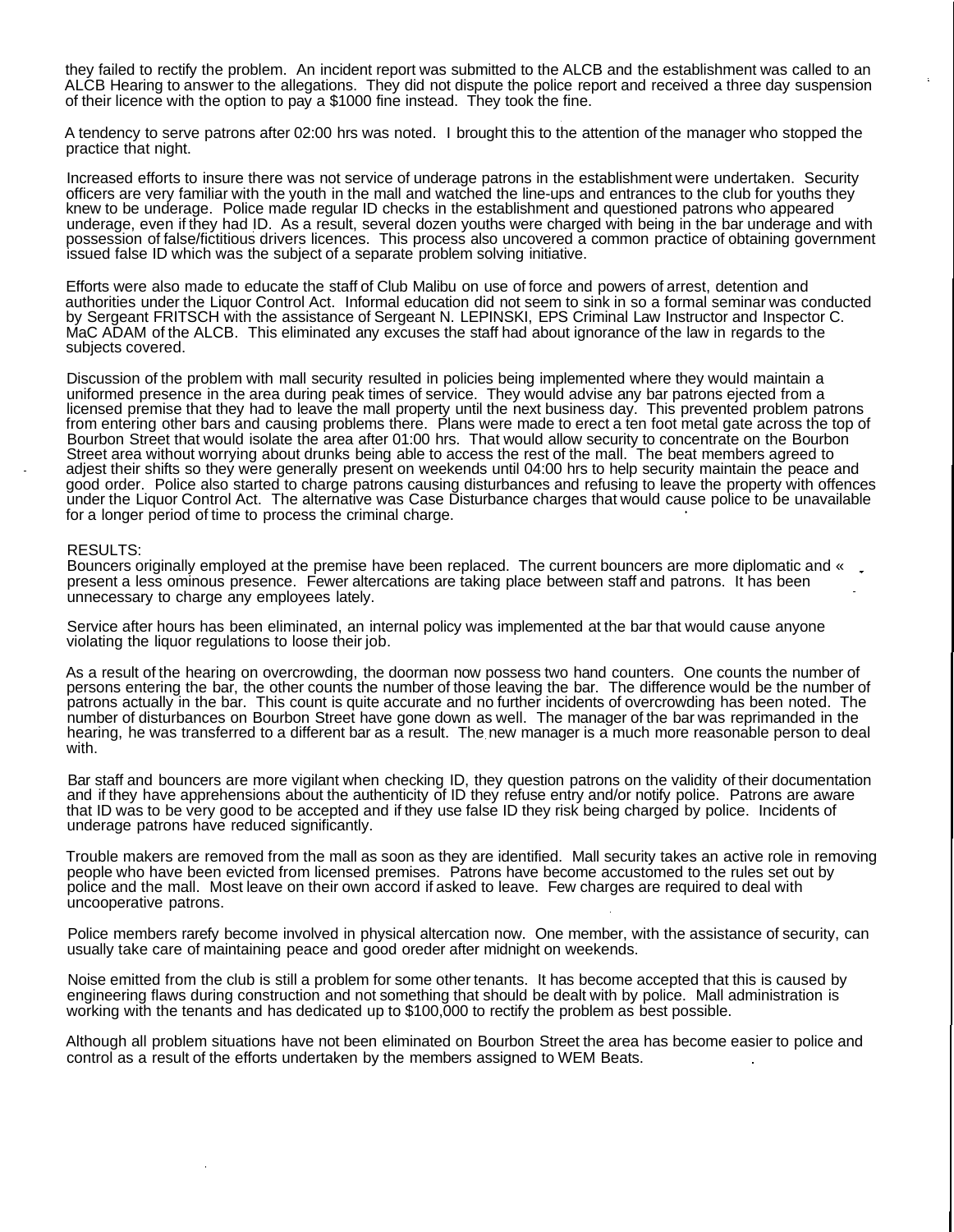they failed to rectify the problem. An incident report was submitted to the ALCB and the establishment was called to an ALCB Hearing to answer to the allegations. They did not dispute the police report and received a three day suspension of their licence with the option to pay a $1000 fine instead. They took the fine.

A tendency to serve patrons after 02:00 hrs was noted. I brought this to the attention of the manager who stopped the practice that night.

Increased efforts to insure there was not service of underage patrons in the establishment were undertaken. Security officers are very familiar with the youth in the mall and watched the line-ups and entrances to the club for youths they knew to be underage. Police made regular ID checks in the establishment and questioned patrons who appeared underage, even if they had ID. As a result, several dozen youths were charged with being in the bar underage and with possession of false/fictitious drivers licences. This process also uncovered a common practice of obtaining government issued false ID which was the subject of a separate problem solving initiative.

Efforts were also made to educate the staff of Club Malibu on use of force and powers of arrest, detention and authorities under the Liquor Control Act. Informal education did not seem to sink in so a formal seminar was conducted by Sergeant FRITSCH with the assistance of Sergeant N. LEPINSKI, EPS Criminal Law Instructor and Inspector C. MaC ADAM of the ALCB. This eliminated any excuses the staff had about ignorance of the law in regards to the subjects covered.

Discussion of the problem with mall security resulted in policies being implemented where they would maintain a uniformed presence in the area during peak times of service. They would advise any bar patrons ejected from a licensed premise that they had to leave the mall property until the next business day. This prevented problem patrons from entering other bars and causing problems there. Plans were made to erect a ten foot metal gate across the top of Bourbon Street that would isolate the area after 01:00 hrs. That would allow security to concentrate on the Bourbon Street area without worrying about drunks being able to access the rest of the mall. The beat members agreed to adjest their shifts so they were generally present on weekends until 04:00 hrs to help security maintain the peace and good order. Police also started to charge patrons causing disturbances and refusing to leave the property with offences under the Liquor Control Act. The alternative was Case Disturbance charges that would cause police to be unavailable for a longer period of time to process the criminal charge.

RESULTS:
Bouncers originally employed at the premise have been replaced. The current bouncers are more diplomatic and present a less ominous presence. Fewer altercations are taking place between staff and patrons. It has been unnecessary to charge any employees lately.

Service after hours has been eliminated, an internal policy was implemented at the bar that would cause anyone violating the liquor regulations to loose their job.

As a result of the hearing on overcrowding, the doorman now possess two hand counters. One counts the number of persons entering the bar, the other counts the number of those leaving the bar. The difference would be the number of patrons actually in the bar. This count is quite accurate and no further incidents of overcrowding has been noted. The number of disturbances on Bourbon Street have gone down as well. The manager of the bar was reprimanded in the hearing, he was transferred to a different bar as a result. The new manager is a much more reasonable person to deal with.

Bar staff and bouncers are more vigilant when checking ID, they question patrons on the validity of their documentation and if they have apprehensions about the authenticity of ID they refuse entry and/or notify police. Patrons are aware that ID was to be very good to be accepted and if they use false ID they risk being charged by police. Incidents of underage patrons have reduced significantly.

Trouble makers are removed from the mall as soon as they are identified. Mall security takes an active role in removing people who have been evicted from licensed premises. Patrons have become accustomed to the rules set out by police and the mall. Most leave on their own accord if asked to leave. Few charges are required to deal with uncooperative patrons.

Police members rarefy become involved in physical altercation now. One member, with the assistance of security, can usually take care of maintaining peace and good oreder after midnight on weekends.

Noise emitted from the club is still a problem for some other tenants. It has become accepted that this is caused by engineering flaws during construction and not something that should be dealt with by police. Mall administration is working with the tenants and has dedicated up to $100,000 to rectify the problem as best possible.

Although all problem situations have not been eliminated on Bourbon Street the area has become easier to police and control as a result of the efforts undertaken by the members assigned to WEM Beats.